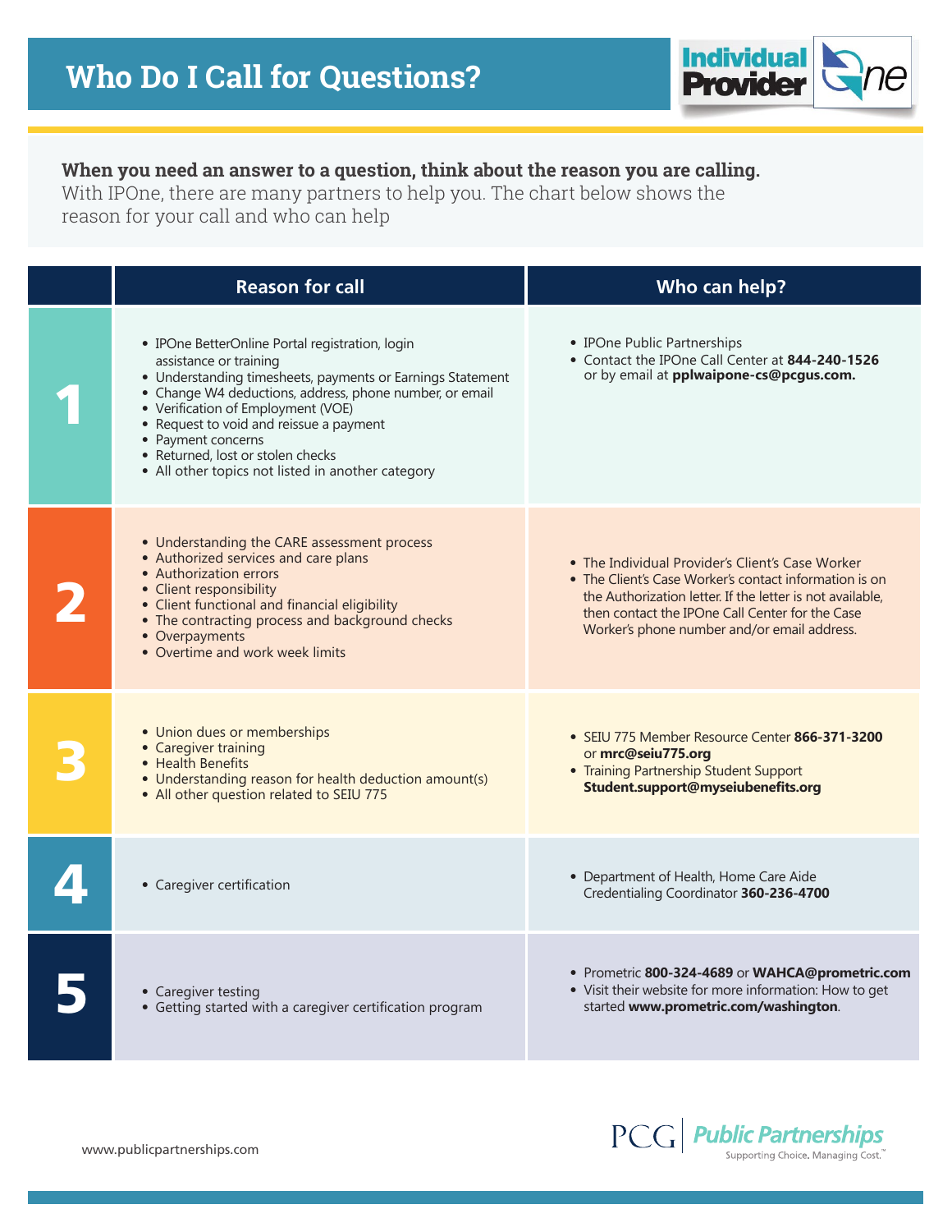# Who Do I Call for Questions?

**When you need an answer to a question, think about the reason you are calling.**
With IPOne, there are many partners to help you. The chart below shows the reason for your call and who can help

| | Reason for call | Who can help? |
|---|---|---|
| 1 | • IPOne BetterOnline Portal registration, login assistance or training<br>• Understanding timesheets, payments or Earnings Statement<br>• Change W4 deductions, address, phone number, or email<br>• Verification of Employment (VOE)<br>• Request to void and reissue a payment<br>• Payment concerns<br>• Returned, lost or stolen checks<br>• All other topics not listed in another category | • IPOne Public Partnerships<br>• Contact the IPOne Call Center at **844-240-1526** or by email at **pplwaipone-cs@pcgus.com.** |
| 2 | • Understanding the CARE assessment process<br>• Authorized services and care plans<br>• Authorization errors<br>• Client responsibility<br>• Client functional and financial eligibility<br>• The contracting process and background checks<br>• Overpayments<br>• Overtime and work week limits | • The Individual Provider's Client's Case Worker<br>• The Client's Case Worker's contact information is on the Authorization letter. If the letter is not available, then contact the IPOne Call Center for the Case Worker's phone number and/or email address. |
| 3 | • Union dues or memberships<br>• Caregiver training<br>• Health Benefits<br>• Understanding reason for health deduction amount(s)<br>• All other question related to SEIU 775 | • SEIU 775 Member Resource Center **866-371-3200** or **mrc@seiu775.org**<br>• Training Partnership Student Support **Student.support@myseiubenefits.org** |
| 4 | • Caregiver certification | • Department of Health, Home Care Aide Credentialing Coordinator **360-236-4700** |
| 5 | • Caregiver testing<br>• Getting started with a caregiver certification program | • Prometric **800-324-4689** or **WAHCA@prometric.com**<br>• Visit their website for more information: How to get started **www.prometric.com/washington**. |

www.publicpartnerships.com

PCG | Public Partnerships
Supporting Choice. Managing Cost.™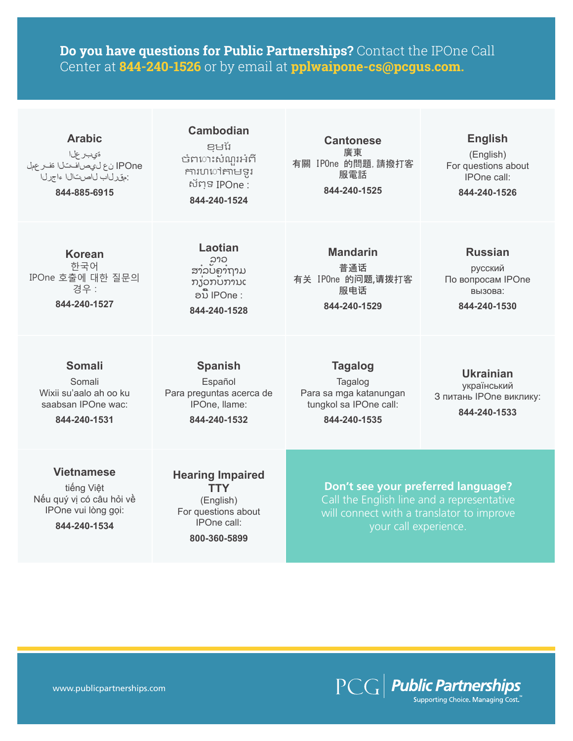**Do you have questions for Public Partnerships?** Contact the IPOne Call Center at **844-240-1526** or by email at **pplwaipone-cs@pcgus.com.**

**Arabic**
العربية
لمعرفة التفاصيل عن IPOne
الرجاء الاتصال بالرقم:
**844-885-6915**

**Cambodian**
ខ្មែរ
ចំពោះសំណួរអំពី
ការហៅតាមទូរ
ស័ព្ទ IPOne :
**844-240-1524**

**Cantonese**
廣東
有關 IPOne 的問題, 請撥打客服電話
**844-240-1525**

**English**
(English)
For questions about IPOne call:
**844-240-1526**

**Korean**
한국어
IPOne 호출에 대한 질문의 경우 :
**844-240-1527**

**Laotian**
ລາວ
ສຳລັບຄຳຖາມ
ກ່ຽວກັບການ
ໂທ IPOne :
**844-240-1528**

**Mandarin**
普通话
有关 IPOne 的问题,请拨打客服电话
**844-240-1529**

**Russian**
русский
По вопросам IPOne вызова:
**844-240-1530**

**Somali**
Somali
Wixii su'aalo ah oo ku saabsan IPOne wac:
**844-240-1531**

**Spanish**
Español
Para preguntas acerca de IPOne, llame:
**844-240-1532**

**Tagalog**
Tagalog
Para sa mga katanungan tungkol sa IPOne call:
**844-240-1535**

**Ukrainian**
український
З питань IPOne виклику:
**844-240-1533**

**Vietnamese**
tiếng Việt
Nếu quý vị có câu hỏi về IPOne vui lòng gọi:
**844-240-1534**

**Hearing Impaired TTY**
(English)
For questions about IPOne call:
**800-360-5899**

**Don't see your preferred language?**
Call the English line and a representative will connect with a translator to improve your call experience.

www.publicpartnerships.com

PCG | Public Partnerships
Supporting Choice. Managing Cost.™